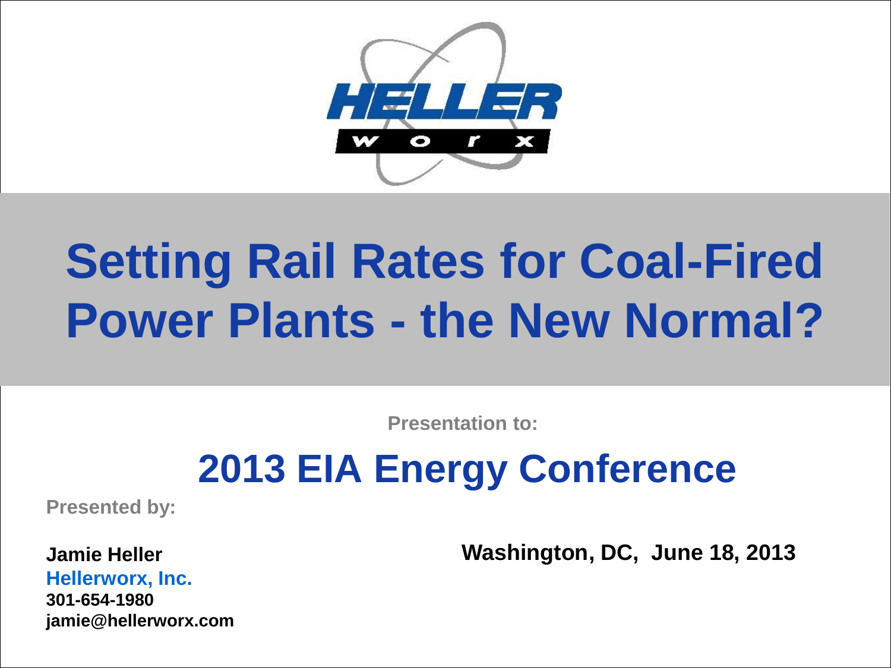# Setting Rail Rates for Coal-Fired Power Plants - the New Normal?

**Presentation to:**

## 2013 EIA Energy Conference

**Presented by:**

**Jamie Heller**
**Hellerworx, Inc.**
**301-654-1980**
**jamie@hellerworx.com**

**Washington, DC, June 18, 2013**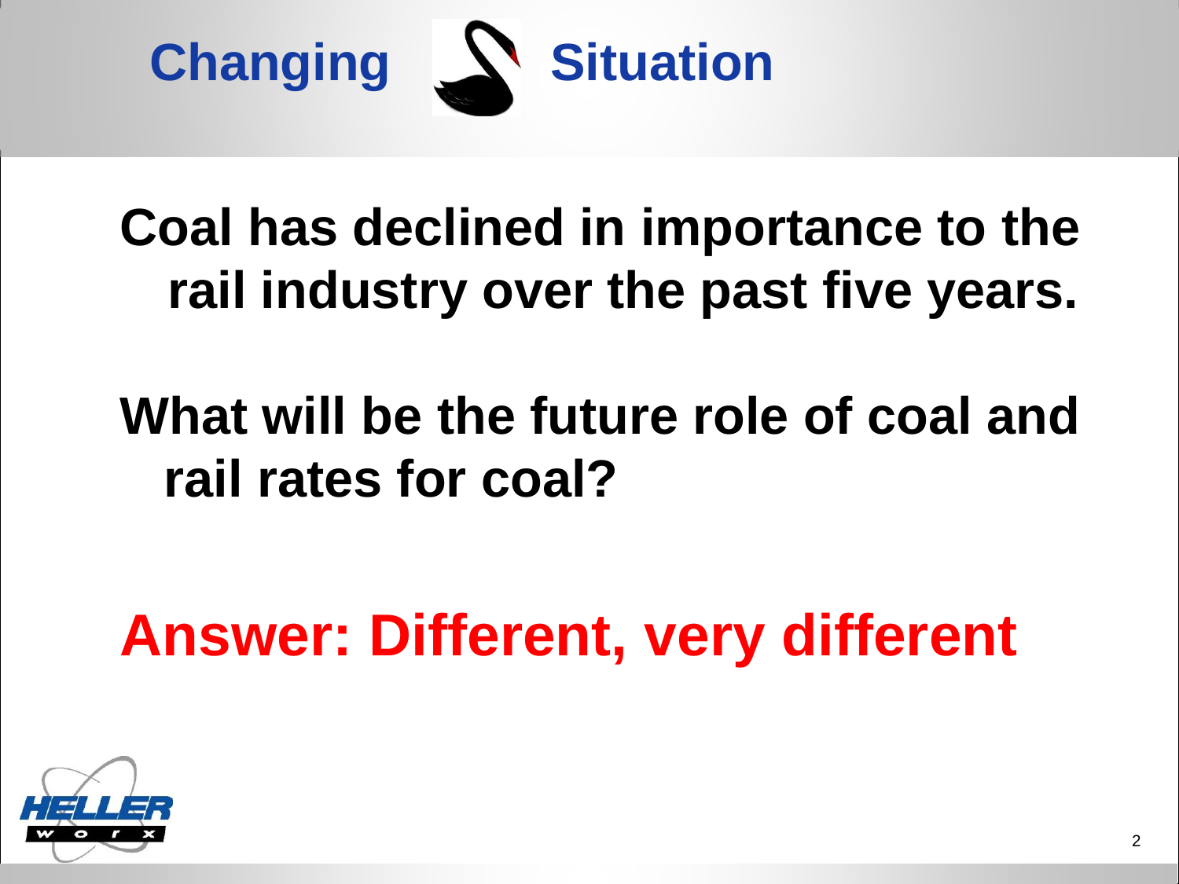# Changing Situation

**Coal has declined in importance to the rail industry over the past five years.**

**What will be the future role of coal and rail rates for coal?**

**Answer: Different, very different**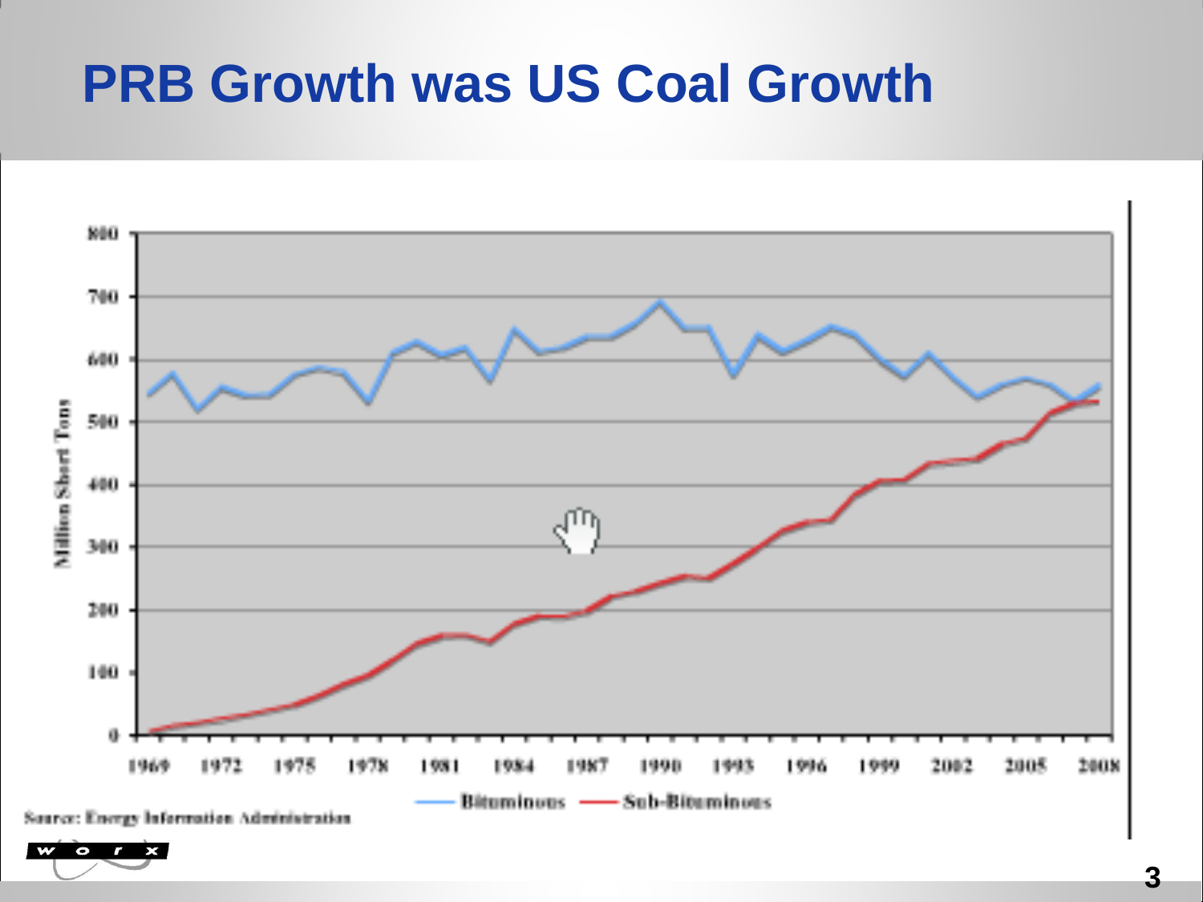# PRB Growth was US Coal Growth

Source: Energy Information Administration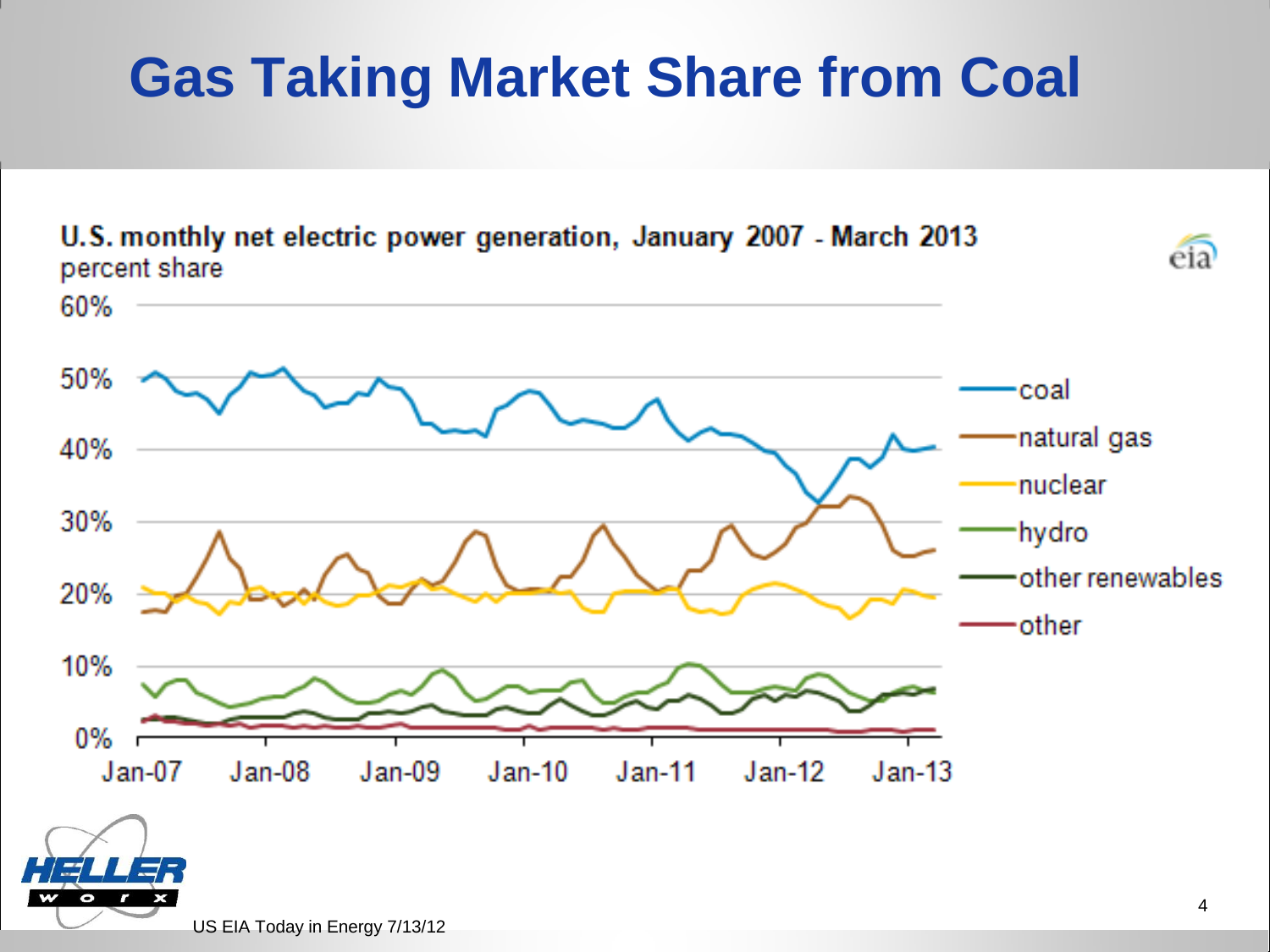# Gas Taking Market Share from Coal

**U.S. monthly net electric power generation, January 2007 - March 2013**
percent share

60%
50%
40%
30%
20%
10%
0%

Jan-07 Jan-08 Jan-09 Jan-10 Jan-11 Jan-12 Jan-13

- coal
- natural gas
- nuclear
- hydro
- other renewables
- other

US EIA Today in Energy 7/13/12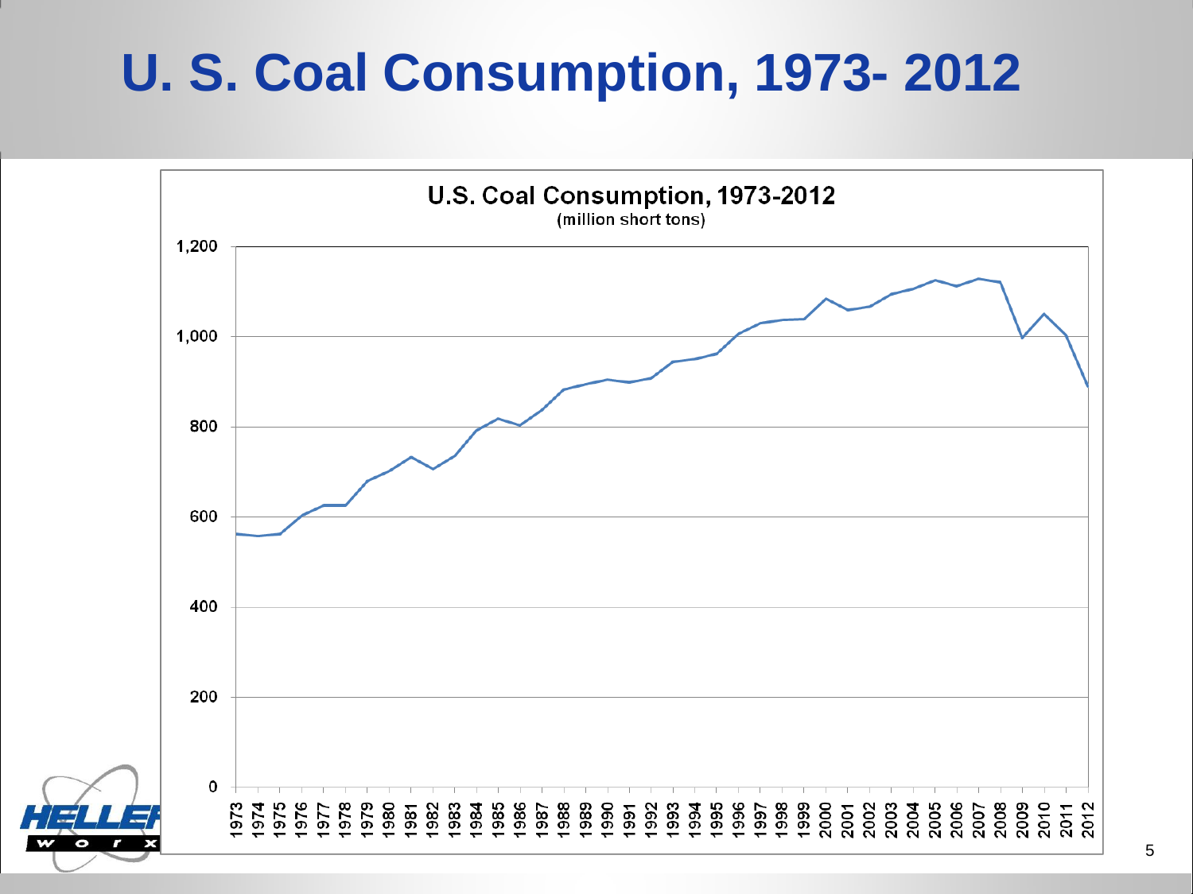# U. S. Coal Consumption, 1973- 2012

U.S. Coal Consumption, 1973-2012

(million short tons)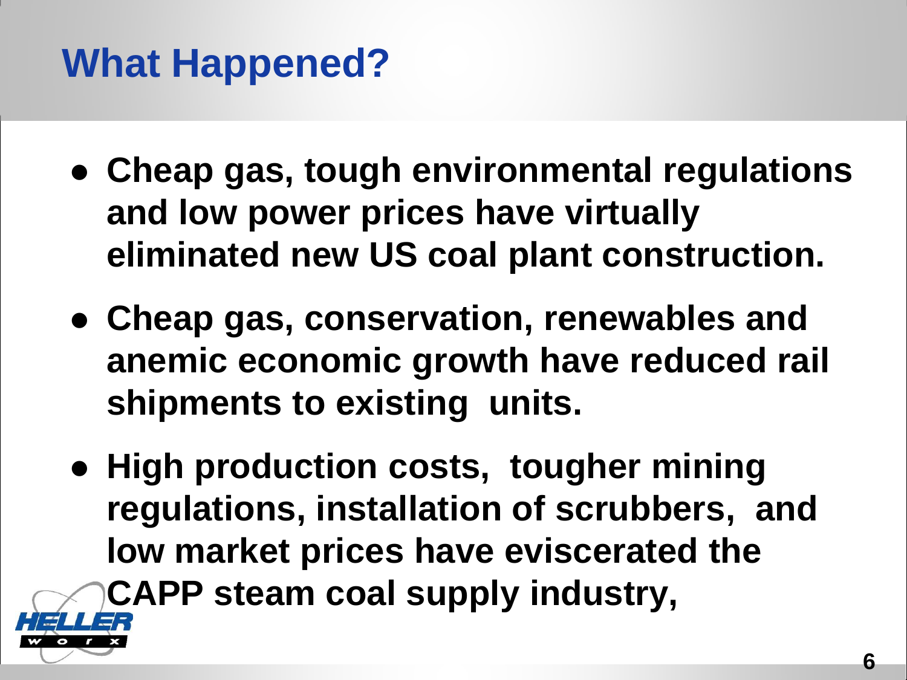# What Happened?

- **Cheap gas, tough environmental regulations and low power prices have virtually eliminated new US coal plant construction.**
- **Cheap gas, conservation, renewables and anemic economic growth have reduced rail shipments to existing units.**
- **High production costs, tougher mining regulations, installation of scrubbers, and low market prices have eviscerated the CAPP steam coal supply industry,**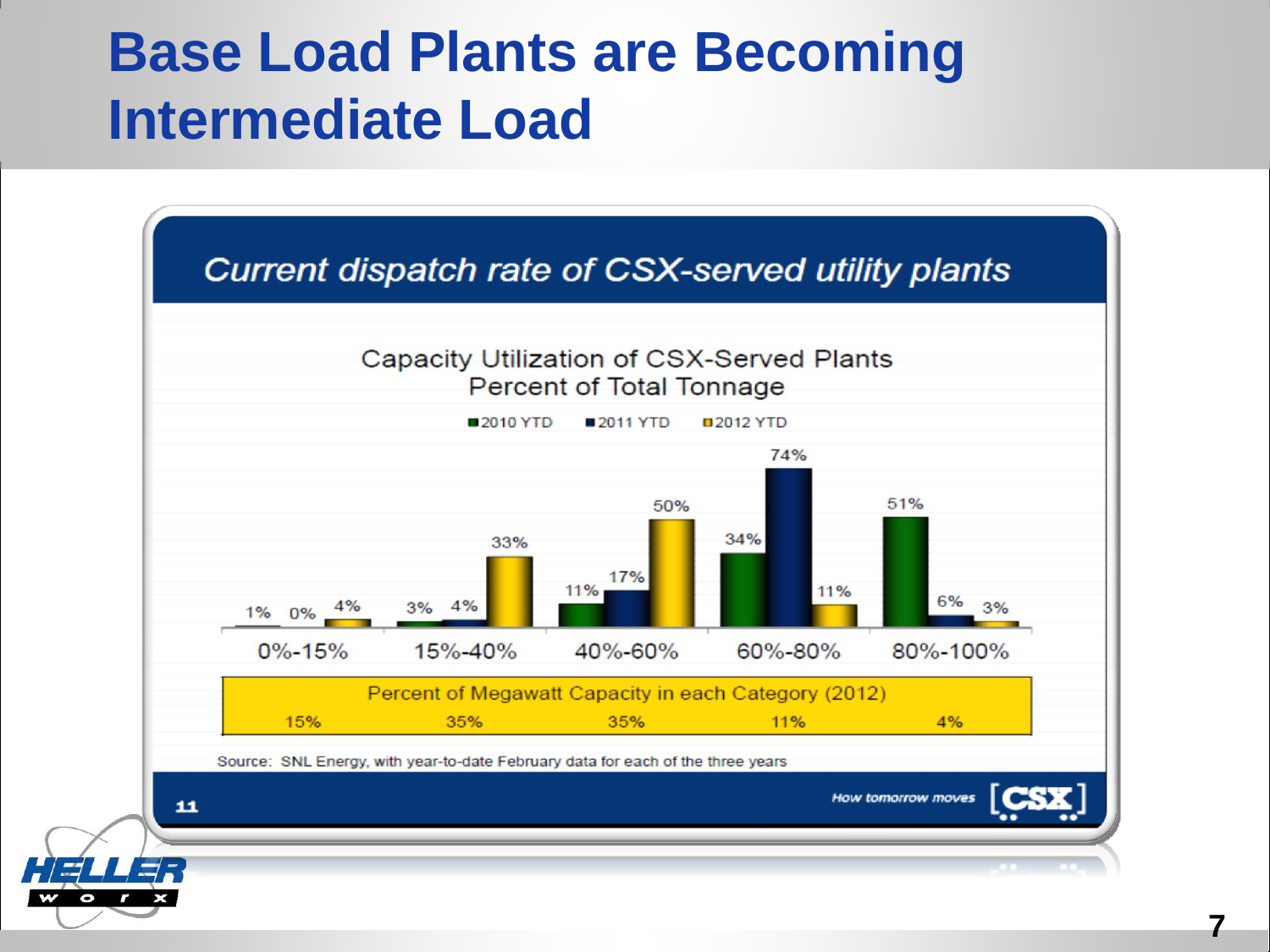# Base Load Plants are Becoming Intermediate Load

## Current dispatch rate of CSX-served utility plants

Capacity Utilization of CSX-Served Plants
Percent of Total Tonnage

| | 0%-15% | 15%-40% | 40%-60% | 60%-80% | 80%-100% |
|---|---|---|---|---|---|
| 2010 YTD | 1% | 3% | 11% | 34% | 51% |
| 2011 YTD | 0% | 4% | 17% | 74% | 6% |
| 2012 YTD | 4% | 33% | 50% | 11% | 3% |

| Percent of Megawatt Capacity in each Category (2012) | | | | |
|---|---|---|---|---|
| 15% | 35% | 35% | 11% | 4% |

Source: SNL Energy, with year-to-date February data for each of the three years

How tomorrow moves [CSX]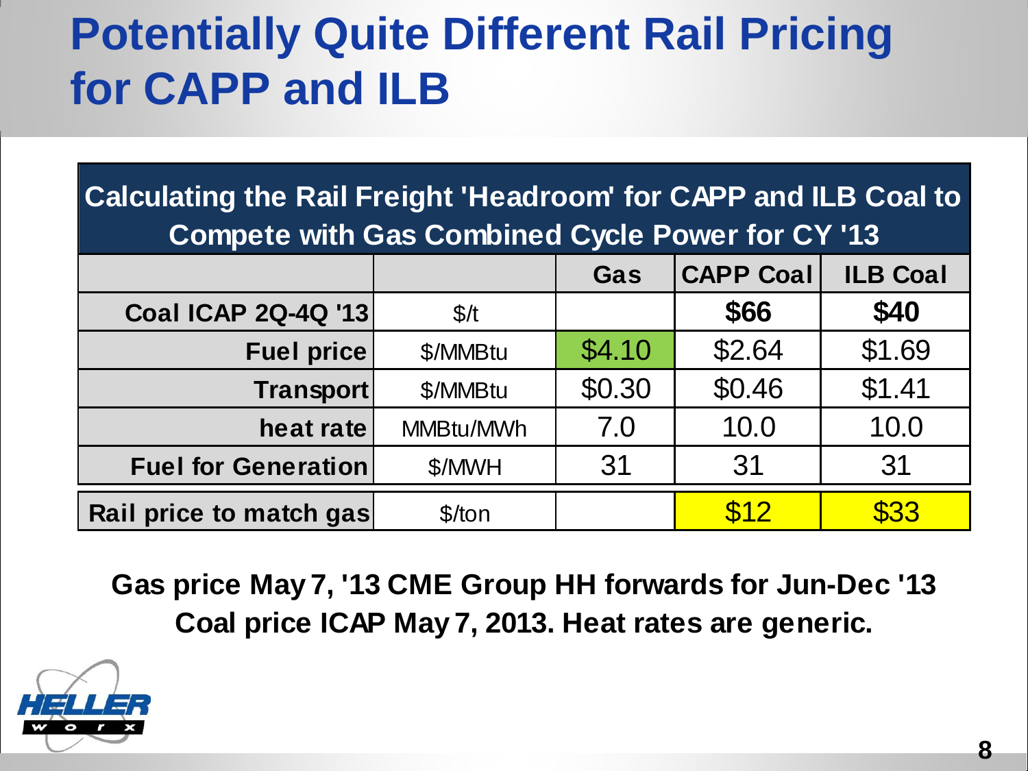# Potentially Quite Different Rail Pricing for CAPP and ILB

| Calculating the Rail Freight 'Headroom' for CAPP and ILB Coal to Compete with Gas Combined Cycle Power for CY '13 | | | | |
|---|---|---|---|---|
| | | **Gas** | **CAPP Coal** | **ILB Coal** |
| **Coal ICAP 2Q-4Q '13** | $/t | | **$66** | **$40** |
| **Fuel price** | $/MMBtu | $4.10 | $2.64 | $1.69 |
| **Transport** | $/MMBtu | $0.30 | $0.46 | $1.41 |
| **heat rate** | MMBtu/MWh | 7.0 | 10.0 | 10.0 |
| **Fuel for Generation** | $/MWH | 31 | 31 | 31 |
| **Rail price to match gas** | $/ton | | $12 | $33 |

**Gas price May 7, '13 CME Group HH forwards for Jun-Dec '13**
**Coal price ICAP May 7, 2013. Heat rates are generic.**

HELLER worx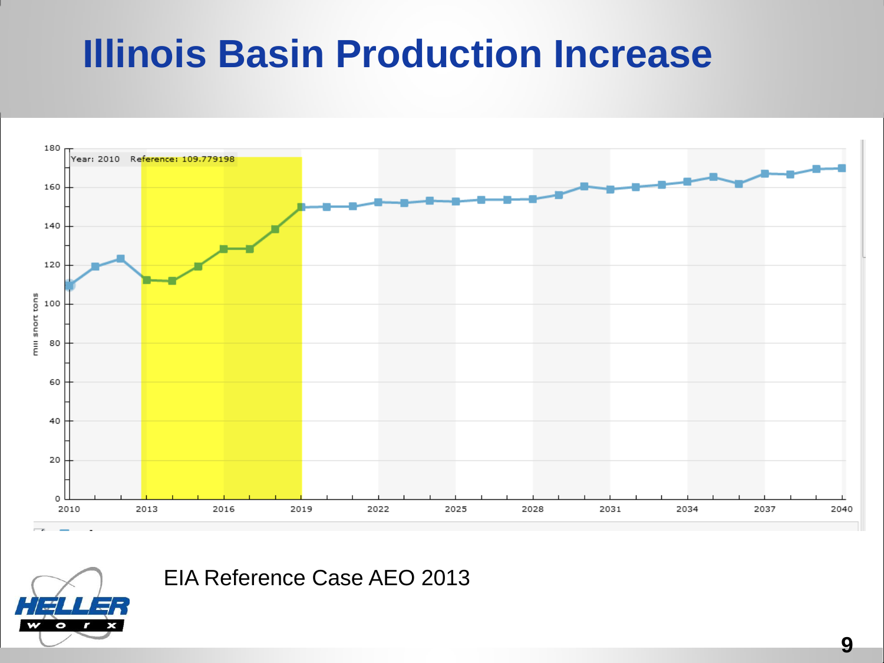# Illinois Basin Production Increase

EIA Reference Case AEO 2013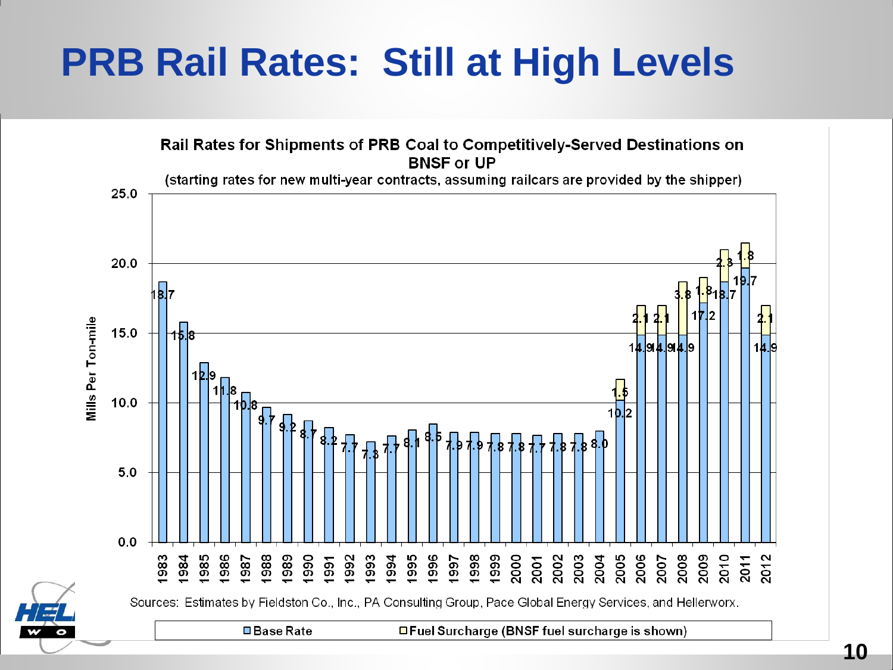# PRB Rail Rates: Still at High Levels

**Rail Rates for Shipments of PRB Coal to Competitively-Served Destinations on BNSF or UP**

(starting rates for new multi-year contracts, assuming railcars are provided by the shipper)

Mills Per Ton-mile

| Year | Base Rate | Fuel Surcharge (BNSF fuel surcharge is shown) |
|---|---|---|
| 1983 | 18.7 | |
| 1984 | 15.8 | |
| 1985 | 12.9 | |
| 1986 | 11.8 | |
| 1987 | 10.8 | |
| 1988 | 9.7 | |
| 1989 | 9.2 | |
| 1990 | 8.7 | |
| 1991 | 8.2 | |
| 1992 | 7.7 | |
| 1993 | 7.3 | |
| 1994 | 7.7 | |
| 1995 | 8.1 | |
| 1996 | 8.5 | |
| 1997 | 7.9 | |
| 1998 | 7.9 | |
| 1999 | 7.8 | |
| 2000 | 7.8 | |
| 2001 | 7.7 | |
| 2002 | 7.8 | |
| 2003 | 7.8 | |
| 2004 | 8.0 | |
| 2005 | 10.2 | 1.5 |
| 2006 | 14.9 | 2.1 |
| 2007 | 14.9 | 2.1 |
| 2008 | 14.9 | 3.8 |
| 2009 | 17.2 | 1.8 |
| 2010 | 18.7 | 2.3 |
| 2011 | 19.7 | 1.8 |
| 2012 | 14.9 | 2.1 |

Sources: Estimates by Fieldston Co., Inc., PA Consulting Group, Pace Global Energy Services, and Hellerworx.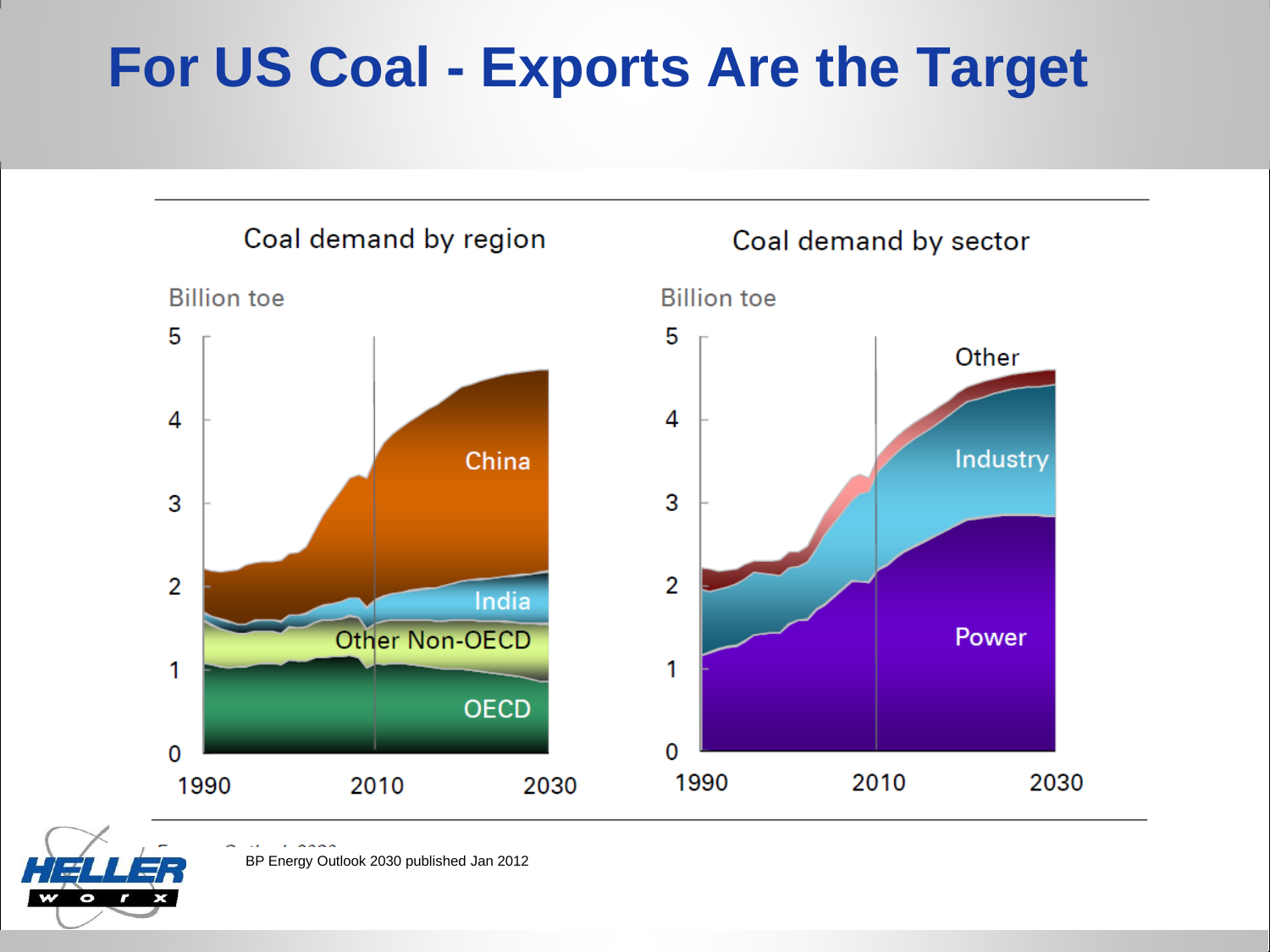# For US Coal - Exports Are the Target

Coal demand by region

Billion toe

China

India

Other Non-OECD

OECD

1990 2010 2030

Coal demand by sector

Billion toe

Other

Industry

Power

1990 2010 2030

BP Energy Outlook 2030 published Jan 2012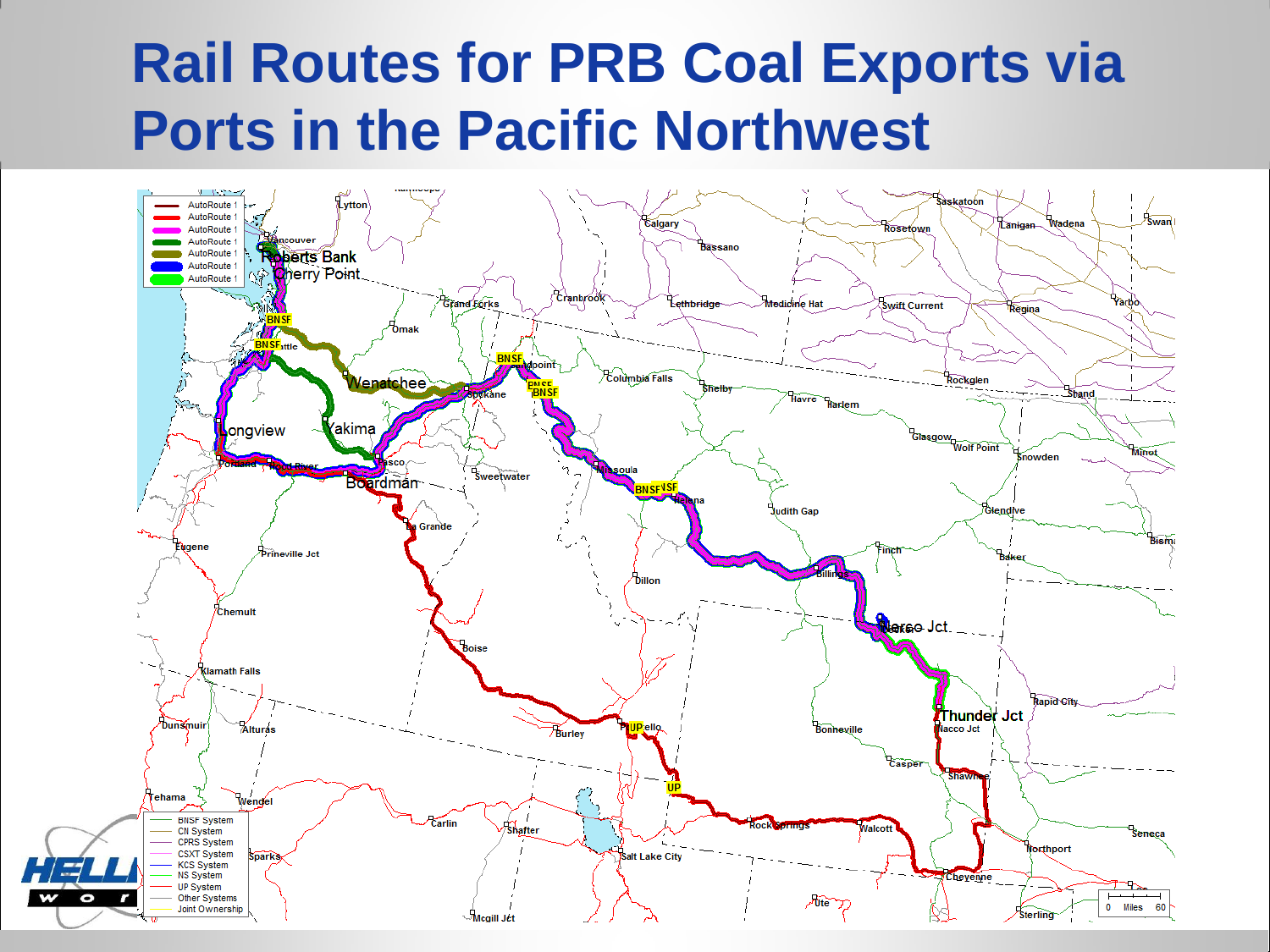# Rail Routes for PRB Coal Exports via Ports in the Pacific Northwest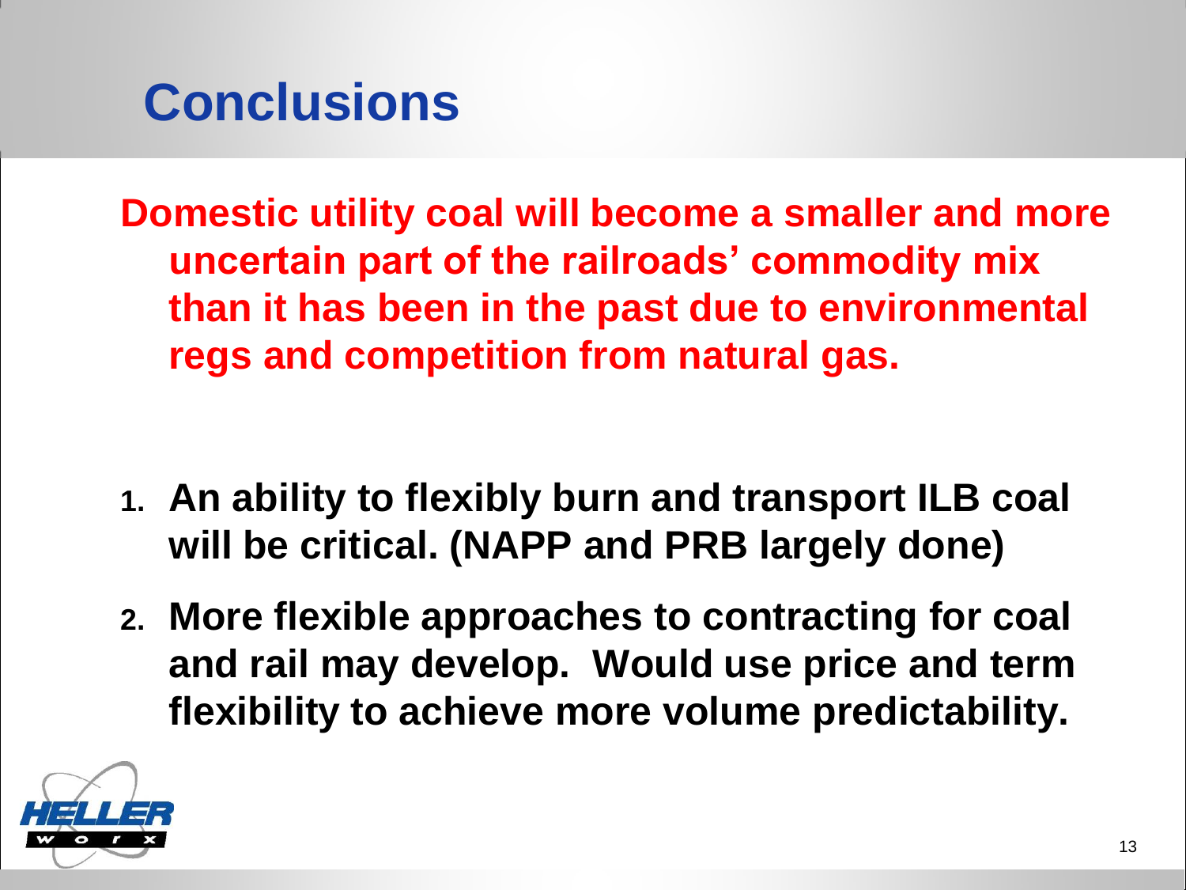# Conclusions

**Domestic utility coal will become a smaller and more uncertain part of the railroads' commodity mix than it has been in the past due to environmental regs and competition from natural gas.**

1. **An ability to flexibly burn and transport ILB coal will be critical. (NAPP and PRB largely done)**
2. **More flexible approaches to contracting for coal and rail may develop. Would use price and term flexibility to achieve more volume predictability.**